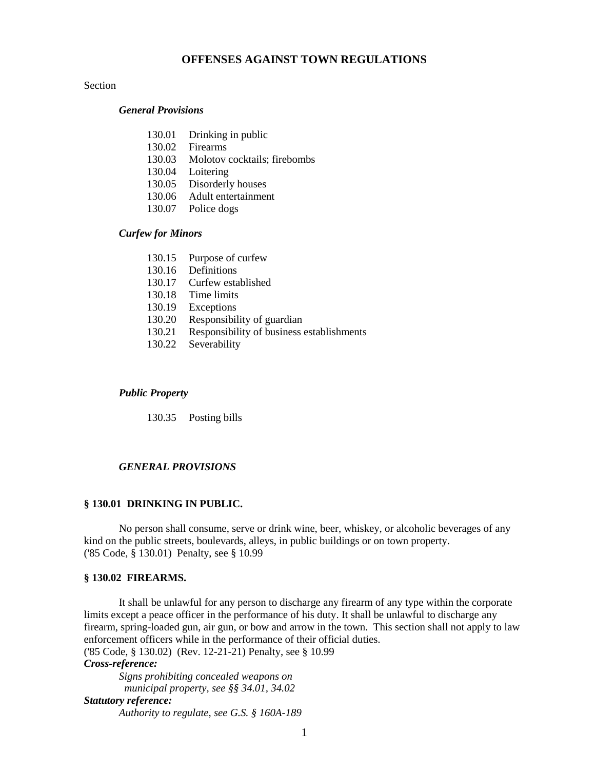# OFFENSES AGAINST TOWN REGULATIONS

Section

*General Provisions*

130.01 Drinking in public
130.02 Firearms
130.03 Molotov cocktails; firebombs
130.04 Loitering
130.05 Disorderly houses
130.06 Adult entertainment
130.07 Police dogs

*Curfew for Minors*

130.15 Purpose of curfew
130.16 Definitions
130.17 Curfew established
130.18 Time limits
130.19 Exceptions
130.20 Responsibility of guardian
130.21 Responsibility of business establishments
130.22 Severability

*Public Property*

130.35 Posting bills

## *GENERAL PROVISIONS*

### § 130.01 DRINKING IN PUBLIC.

No person shall consume, serve or drink wine, beer, whiskey, or alcoholic beverages of any kind on the public streets, boulevards, alleys, in public buildings or on town property.
('85 Code, § 130.01) Penalty, see § 10.99

### § 130.02 FIREARMS.

It shall be unlawful for any person to discharge any firearm of any type within the corporate limits except a peace officer in the performance of his duty. It shall be unlawful to discharge any firearm, spring-loaded gun, air gun, or bow and arrow in the town. This section shall not apply to law enforcement officers while in the performance of their official duties.
('85 Code, § 130.02) (Rev. 12-21-21) Penalty, see § 10.99

***Cross-reference:***

*Signs prohibiting concealed weapons on municipal property, see §§ 34.01, 34.02*

***Statutory reference:***

*Authority to regulate, see G.S. § 160A-189*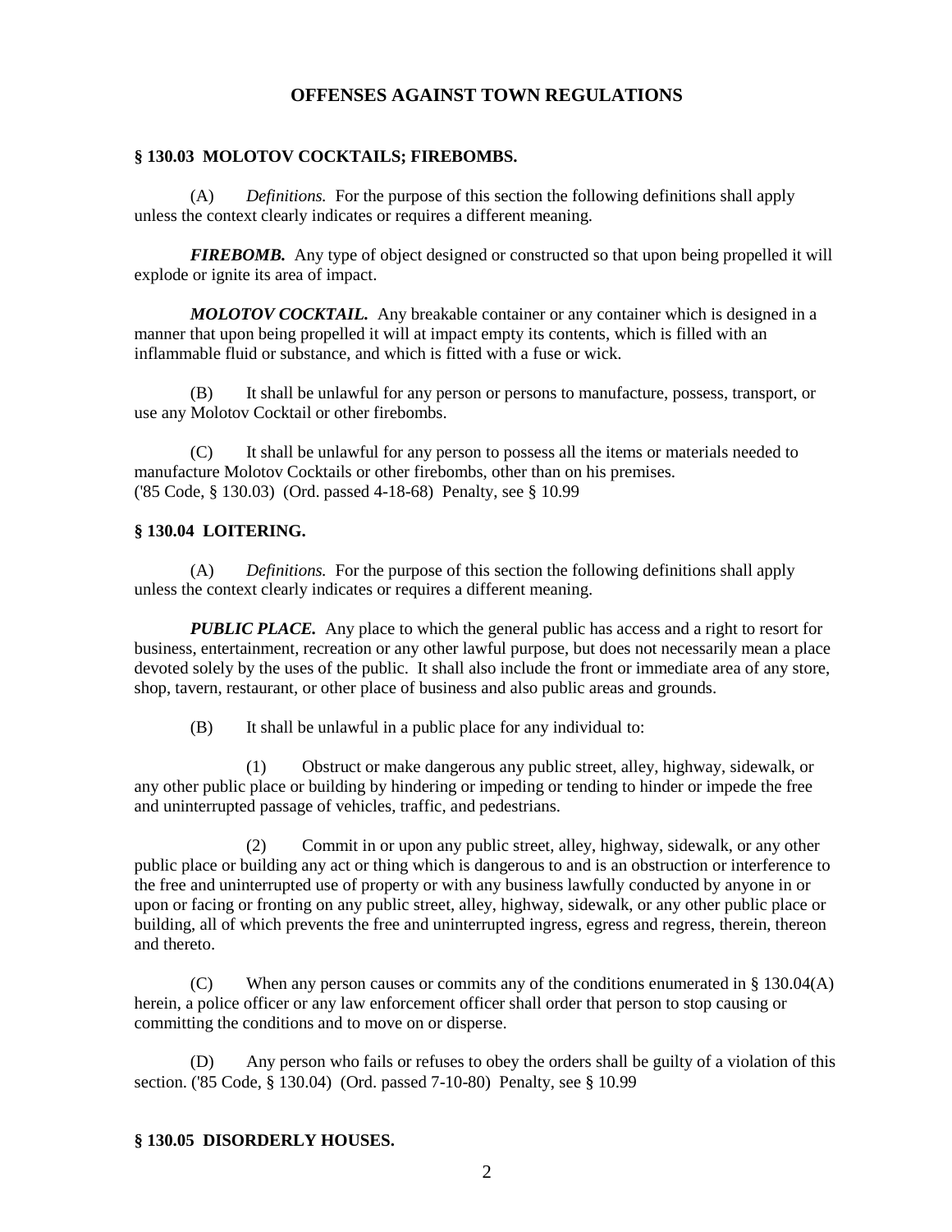## OFFENSES AGAINST TOWN REGULATIONS

### § 130.03 MOLOTOV COCKTAILS; FIREBOMBS.

(A) *Definitions.* For the purpose of this section the following definitions shall apply unless the context clearly indicates or requires a different meaning.

***FIREBOMB.*** Any type of object designed or constructed so that upon being propelled it will explode or ignite its area of impact.

***MOLOTOV COCKTAIL.*** Any breakable container or any container which is designed in a manner that upon being propelled it will at impact empty its contents, which is filled with an inflammable fluid or substance, and which is fitted with a fuse or wick.

(B) It shall be unlawful for any person or persons to manufacture, possess, transport, or use any Molotov Cocktail or other firebombs.

(C) It shall be unlawful for any person to possess all the items or materials needed to manufacture Molotov Cocktails or other firebombs, other than on his premises.
('85 Code, § 130.03) (Ord. passed 4-18-68) Penalty, see § 10.99

### § 130.04 LOITERING.

(A) *Definitions.* For the purpose of this section the following definitions shall apply unless the context clearly indicates or requires a different meaning.

***PUBLIC PLACE.*** Any place to which the general public has access and a right to resort for business, entertainment, recreation or any other lawful purpose, but does not necessarily mean a place devoted solely by the uses of the public. It shall also include the front or immediate area of any store, shop, tavern, restaurant, or other place of business and also public areas and grounds.

(B) It shall be unlawful in a public place for any individual to:

(1) Obstruct or make dangerous any public street, alley, highway, sidewalk, or any other public place or building by hindering or impeding or tending to hinder or impede the free and uninterrupted passage of vehicles, traffic, and pedestrians.

(2) Commit in or upon any public street, alley, highway, sidewalk, or any other public place or building any act or thing which is dangerous to and is an obstruction or interference to the free and uninterrupted use of property or with any business lawfully conducted by anyone in or upon or facing or fronting on any public street, alley, highway, sidewalk, or any other public place or building, all of which prevents the free and uninterrupted ingress, egress and regress, therein, thereon and thereto.

(C) When any person causes or commits any of the conditions enumerated in § 130.04(A) herein, a police officer or any law enforcement officer shall order that person to stop causing or committing the conditions and to move on or disperse.

(D) Any person who fails or refuses to obey the orders shall be guilty of a violation of this section. ('85 Code, § 130.04) (Ord. passed 7-10-80) Penalty, see § 10.99

### § 130.05 DISORDERLY HOUSES.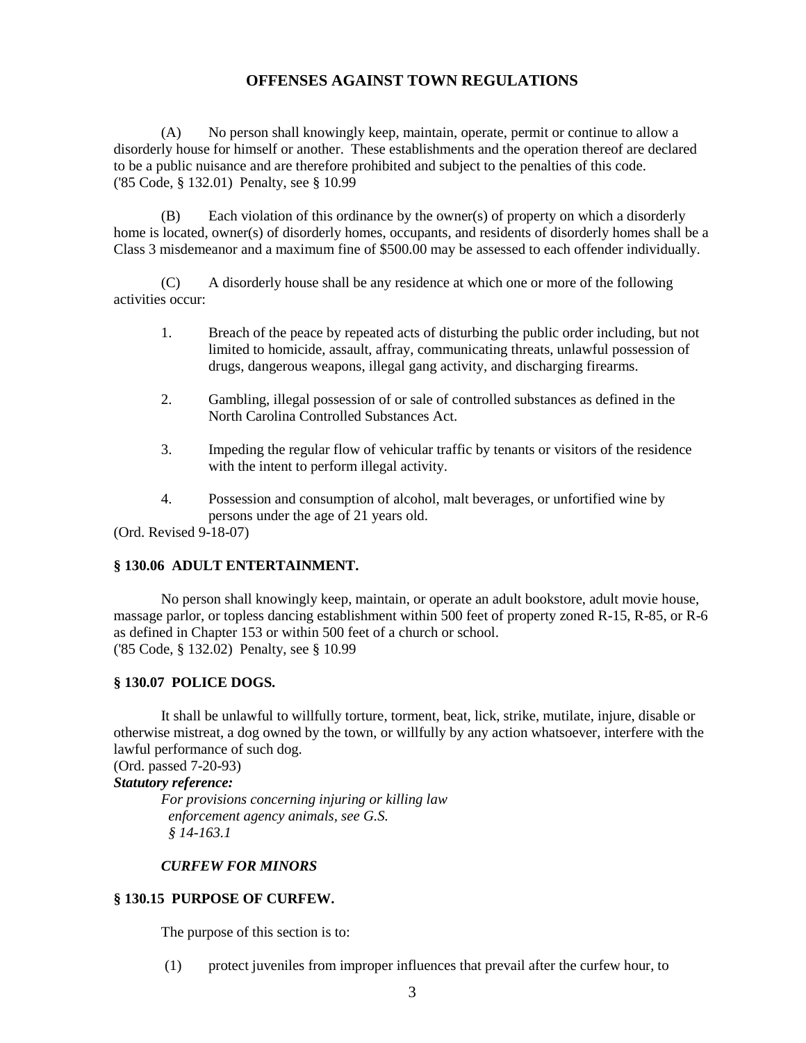## OFFENSES AGAINST TOWN REGULATIONS

(A) No person shall knowingly keep, maintain, operate, permit or continue to allow a disorderly house for himself or another. These establishments and the operation thereof are declared to be a public nuisance and are therefore prohibited and subject to the penalties of this code.
('85 Code, § 132.01) Penalty, see § 10.99

(B) Each violation of this ordinance by the owner(s) of property on which a disorderly home is located, owner(s) of disorderly homes, occupants, and residents of disorderly homes shall be a Class 3 misdemeanor and a maximum fine of $500.00 may be assessed to each offender individually.

(C) A disorderly house shall be any residence at which one or more of the following activities occur:

1. Breach of the peace by repeated acts of disturbing the public order including, but not limited to homicide, assault, affray, communicating threats, unlawful possession of drugs, dangerous weapons, illegal gang activity, and discharging firearms.

2. Gambling, illegal possession of or sale of controlled substances as defined in the North Carolina Controlled Substances Act.

3. Impeding the regular flow of vehicular traffic by tenants or visitors of the residence with the intent to perform illegal activity.

4. Possession and consumption of alcohol, malt beverages, or unfortified wine by persons under the age of 21 years old.

(Ord. Revised 9-18-07)

### § 130.06 ADULT ENTERTAINMENT.

No person shall knowingly keep, maintain, or operate an adult bookstore, adult movie house, massage parlor, or topless dancing establishment within 500 feet of property zoned R-15, R-85, or R-6 as defined in Chapter 153 or within 500 feet of a church or school.
('85 Code, § 132.02) Penalty, see § 10.99

### § 130.07 POLICE DOGS.

It shall be unlawful to willfully torture, torment, beat, lick, strike, mutilate, injure, disable or otherwise mistreat, a dog owned by the town, or willfully by any action whatsoever, interfere with the lawful performance of such dog.
(Ord. passed 7-20-93)

***Statutory reference:***

*For provisions concerning injuring or killing law enforcement agency animals, see G.S. § 14-163.1*

***CURFEW FOR MINORS***

### § 130.15 PURPOSE OF CURFEW.

The purpose of this section is to:

(1) protect juveniles from improper influences that prevail after the curfew hour, to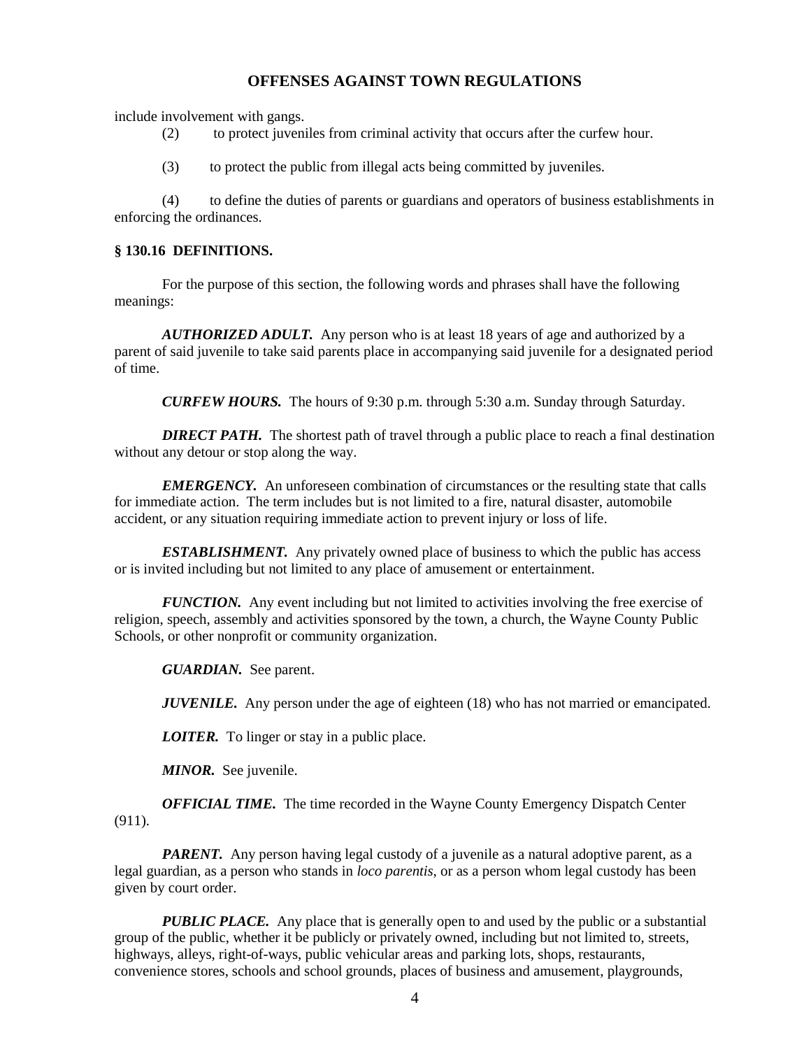include involvement with gangs.

(2) to protect juveniles from criminal activity that occurs after the curfew hour.

(3) to protect the public from illegal acts being committed by juveniles.

(4) to define the duties of parents or guardians and operators of business establishments in enforcing the ordinances.

**§ 130.16 DEFINITIONS.**

For the purpose of this section, the following words and phrases shall have the following meanings:

***AUTHORIZED ADULT.*** Any person who is at least 18 years of age and authorized by a parent of said juvenile to take said parents place in accompanying said juvenile for a designated period of time.

***CURFEW HOURS.*** The hours of 9:30 p.m. through 5:30 a.m. Sunday through Saturday.

***DIRECT PATH.*** The shortest path of travel through a public place to reach a final destination without any detour or stop along the way.

***EMERGENCY.*** An unforeseen combination of circumstances or the resulting state that calls for immediate action. The term includes but is not limited to a fire, natural disaster, automobile accident, or any situation requiring immediate action to prevent injury or loss of life.

***ESTABLISHMENT.*** Any privately owned place of business to which the public has access or is invited including but not limited to any place of amusement or entertainment.

***FUNCTION.*** Any event including but not limited to activities involving the free exercise of religion, speech, assembly and activities sponsored by the town, a church, the Wayne County Public Schools, or other nonprofit or community organization.

***GUARDIAN.*** See parent.

***JUVENILE.*** Any person under the age of eighteen (18) who has not married or emancipated.

***LOITER.*** To linger or stay in a public place.

***MINOR.*** See juvenile.

***OFFICIAL TIME.*** The time recorded in the Wayne County Emergency Dispatch Center (911).

***PARENT.*** Any person having legal custody of a juvenile as a natural adoptive parent, as a legal guardian, as a person who stands in *loco parentis*, or as a person whom legal custody has been given by court order.

***PUBLIC PLACE.*** Any place that is generally open to and used by the public or a substantial group of the public, whether it be publicly or privately owned, including but not limited to, streets, highways, alleys, right-of-ways, public vehicular areas and parking lots, shops, restaurants, convenience stores, schools and school grounds, places of business and amusement, playgrounds,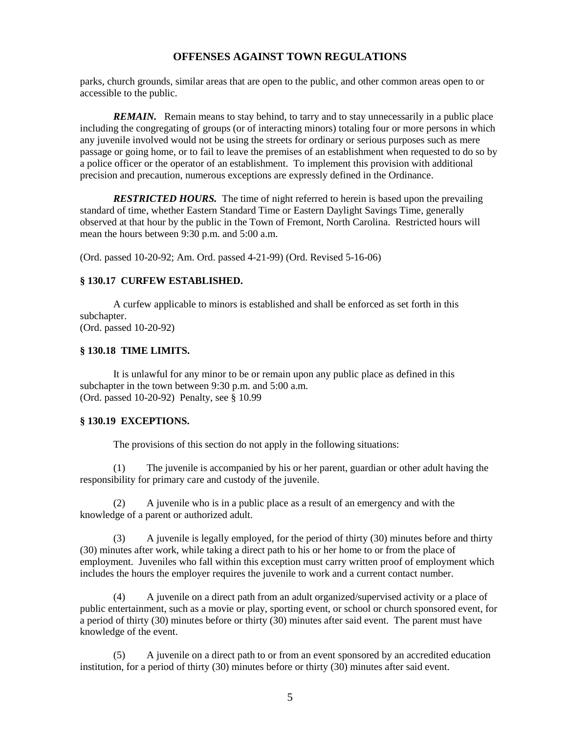parks, church grounds, similar areas that are open to the public, and other common areas open to or accessible to the public.

***REMAIN.*** Remain means to stay behind, to tarry and to stay unnecessarily in a public place including the congregating of groups (or of interacting minors) totaling four or more persons in which any juvenile involved would not be using the streets for ordinary or serious purposes such as mere passage or going home, or to fail to leave the premises of an establishment when requested to do so by a police officer or the operator of an establishment. To implement this provision with additional precision and precaution, numerous exceptions are expressly defined in the Ordinance.

***RESTRICTED HOURS.*** The time of night referred to herein is based upon the prevailing standard of time, whether Eastern Standard Time or Eastern Daylight Savings Time, generally observed at that hour by the public in the Town of Fremont, North Carolina. Restricted hours will mean the hours between 9:30 p.m. and 5:00 a.m.

(Ord. passed 10-20-92; Am. Ord. passed 4-21-99) (Ord. Revised 5-16-06)

### § 130.17 CURFEW ESTABLISHED.

A curfew applicable to minors is established and shall be enforced as set forth in this subchapter.
(Ord. passed 10-20-92)

### § 130.18 TIME LIMITS.

It is unlawful for any minor to be or remain upon any public place as defined in this subchapter in the town between 9:30 p.m. and 5:00 a.m.
(Ord. passed 10-20-92) Penalty, see § 10.99

### § 130.19 EXCEPTIONS.

The provisions of this section do not apply in the following situations:

(1) The juvenile is accompanied by his or her parent, guardian or other adult having the responsibility for primary care and custody of the juvenile.

(2) A juvenile who is in a public place as a result of an emergency and with the knowledge of a parent or authorized adult.

(3) A juvenile is legally employed, for the period of thirty (30) minutes before and thirty (30) minutes after work, while taking a direct path to his or her home to or from the place of employment. Juveniles who fall within this exception must carry written proof of employment which includes the hours the employer requires the juvenile to work and a current contact number.

(4) A juvenile on a direct path from an adult organized/supervised activity or a place of public entertainment, such as a movie or play, sporting event, or school or church sponsored event, for a period of thirty (30) minutes before or thirty (30) minutes after said event. The parent must have knowledge of the event.

(5) A juvenile on a direct path to or from an event sponsored by an accredited education institution, for a period of thirty (30) minutes before or thirty (30) minutes after said event.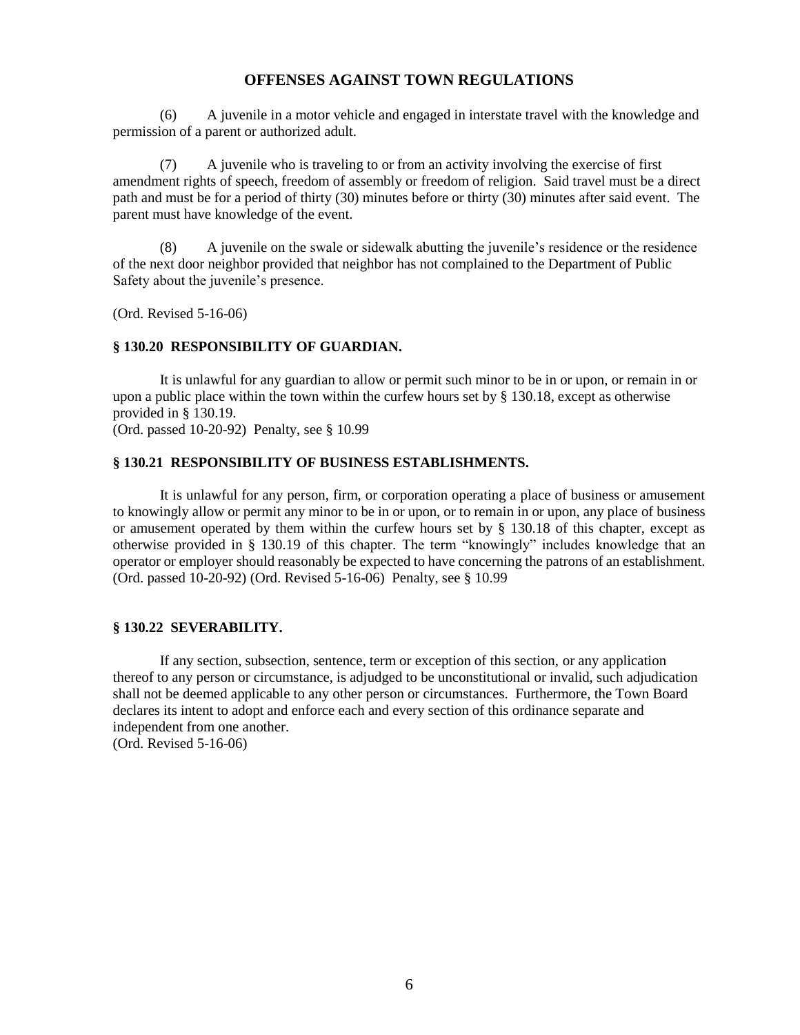(6) A juvenile in a motor vehicle and engaged in interstate travel with the knowledge and permission of a parent or authorized adult.

(7) A juvenile who is traveling to or from an activity involving the exercise of first amendment rights of speech, freedom of assembly or freedom of religion. Said travel must be a direct path and must be for a period of thirty (30) minutes before or thirty (30) minutes after said event. The parent must have knowledge of the event.

(8) A juvenile on the swale or sidewalk abutting the juvenile's residence or the residence of the next door neighbor provided that neighbor has not complained to the Department of Public Safety about the juvenile's presence.

(Ord. Revised 5-16-06)

### § 130.20 RESPONSIBILITY OF GUARDIAN.

It is unlawful for any guardian to allow or permit such minor to be in or upon, or remain in or upon a public place within the town within the curfew hours set by § 130.18, except as otherwise provided in § 130.19.
(Ord. passed 10-20-92) Penalty, see § 10.99

### § 130.21 RESPONSIBILITY OF BUSINESS ESTABLISHMENTS.

It is unlawful for any person, firm, or corporation operating a place of business or amusement to knowingly allow or permit any minor to be in or upon, or to remain in or upon, any place of business or amusement operated by them within the curfew hours set by § 130.18 of this chapter, except as otherwise provided in § 130.19 of this chapter. The term "knowingly" includes knowledge that an operator or employer should reasonably be expected to have concerning the patrons of an establishment.
(Ord. passed 10-20-92) (Ord. Revised 5-16-06) Penalty, see § 10.99

### § 130.22 SEVERABILITY.

If any section, subsection, sentence, term or exception of this section, or any application thereof to any person or circumstance, is adjudged to be unconstitutional or invalid, such adjudication shall not be deemed applicable to any other person or circumstances. Furthermore, the Town Board declares its intent to adopt and enforce each and every section of this ordinance separate and independent from one another.
(Ord. Revised 5-16-06)